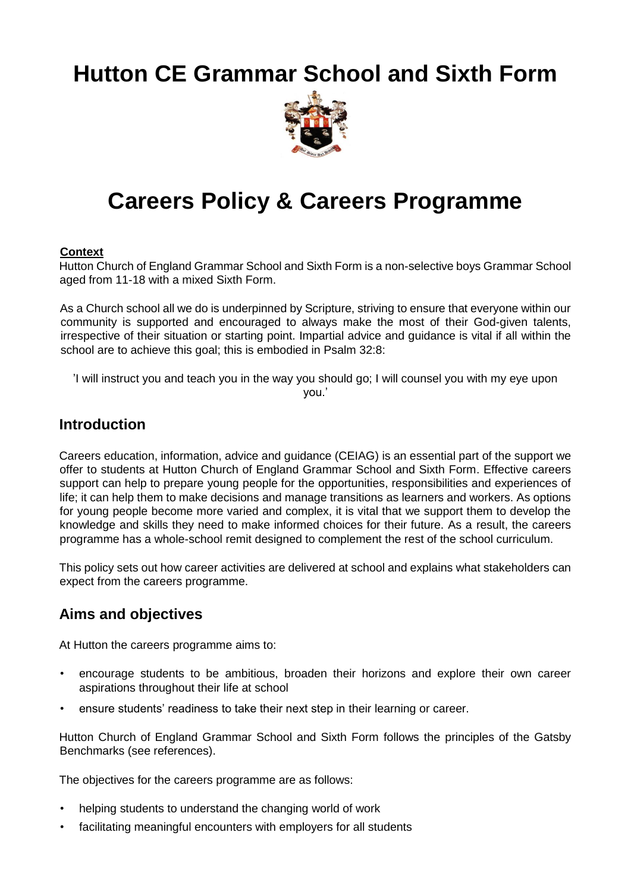# Hutton CE Grammar School and Sixth Form

# Careers Policy & Careers Programme

**Context**

Hutton Church of England Grammar School and Sixth Form is a non-selective boys Grammar School aged from 11-18 with a mixed Sixth Form.

As a Church school all we do is underpinned by Scripture, striving to ensure that everyone within our community is supported and encouraged to always make the most of their God-given talents, irrespective of their situation or starting point. Impartial advice and guidance is vital if all within the school are to achieve this goal; this is embodied in Psalm 32:8:

'I will instruct you and teach you in the way you should go; I will counsel you with my eye upon you.'

## Introduction

Careers education, information, advice and guidance (CEIAG) is an essential part of the support we offer to students at Hutton Church of England Grammar School and Sixth Form. Effective careers support can help to prepare young people for the opportunities, responsibilities and experiences of life; it can help them to make decisions and manage transitions as learners and workers. As options for young people become more varied and complex, it is vital that we support them to develop the knowledge and skills they need to make informed choices for their future. As a result, the careers programme has a whole-school remit designed to complement the rest of the school curriculum.

This policy sets out how career activities are delivered at school and explains what stakeholders can expect from the careers programme.

## Aims and objectives

At Hutton the careers programme aims to:

- encourage students to be ambitious, broaden their horizons and explore their own career aspirations throughout their life at school
- ensure students' readiness to take their next step in their learning or career.

Hutton Church of England Grammar School and Sixth Form follows the principles of the Gatsby Benchmarks (see references).

The objectives for the careers programme are as follows:

- helping students to understand the changing world of work
- facilitating meaningful encounters with employers for all students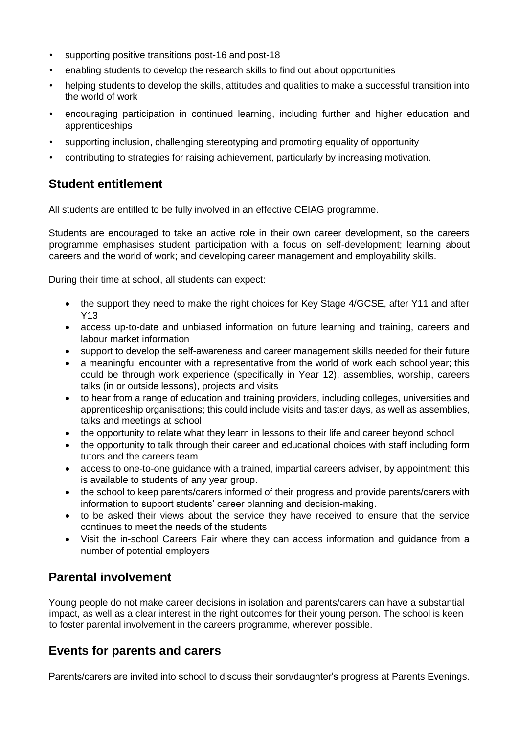- supporting positive transitions post-16 and post-18
- enabling students to develop the research skills to find out about opportunities
- helping students to develop the skills, attitudes and qualities to make a successful transition into the world of work
- encouraging participation in continued learning, including further and higher education and apprenticeships
- supporting inclusion, challenging stereotyping and promoting equality of opportunity
- contributing to strategies for raising achievement, particularly by increasing motivation.

## Student entitlement

All students are entitled to be fully involved in an effective CEIAG programme.

Students are encouraged to take an active role in their own career development, so the careers programme emphasises student participation with a focus on self-development; learning about careers and the world of work; and developing career management and employability skills.

During their time at school, all students can expect:

- the support they need to make the right choices for Key Stage 4/GCSE, after Y11 and after Y13
- access up-to-date and unbiased information on future learning and training, careers and labour market information
- support to develop the self-awareness and career management skills needed for their future
- a meaningful encounter with a representative from the world of work each school year; this could be through work experience (specifically in Year 12), assemblies, worship, careers talks (in or outside lessons), projects and visits
- to hear from a range of education and training providers, including colleges, universities and apprenticeship organisations; this could include visits and taster days, as well as assemblies, talks and meetings at school
- the opportunity to relate what they learn in lessons to their life and career beyond school
- the opportunity to talk through their career and educational choices with staff including form tutors and the careers team
- access to one-to-one guidance with a trained, impartial careers adviser, by appointment; this is available to students of any year group.
- the school to keep parents/carers informed of their progress and provide parents/carers with information to support students' career planning and decision-making.
- to be asked their views about the service they have received to ensure that the service continues to meet the needs of the students
- Visit the in-school Careers Fair where they can access information and guidance from a number of potential employers

## Parental involvement

Young people do not make career decisions in isolation and parents/carers can have a substantial impact, as well as a clear interest in the right outcomes for their young person. The school is keen to foster parental involvement in the careers programme, wherever possible.

## Events for parents and carers

Parents/carers are invited into school to discuss their son/daughter's progress at Parents Evenings.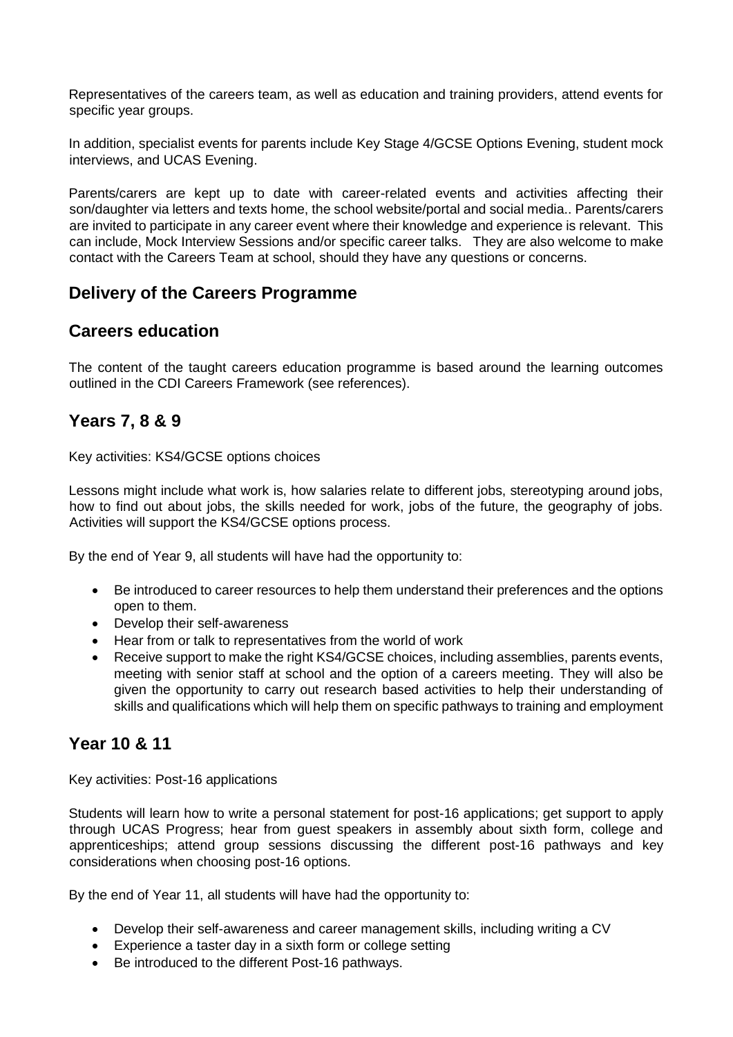Representatives of the careers team, as well as education and training providers, attend events for specific year groups.

In addition, specialist events for parents include Key Stage 4/GCSE Options Evening, student mock interviews, and UCAS Evening.

Parents/carers are kept up to date with career-related events and activities affecting their son/daughter via letters and texts home, the school website/portal and social media.. Parents/carers are invited to participate in any career event where their knowledge and experience is relevant. This can include, Mock Interview Sessions and/or specific career talks. They are also welcome to make contact with the Careers Team at school, should they have any questions or concerns.

## Delivery of the Careers Programme

## Careers education

The content of the taught careers education programme is based around the learning outcomes outlined in the CDI Careers Framework (see references).

## Years 7, 8 & 9

Key activities: KS4/GCSE options choices

Lessons might include what work is, how salaries relate to different jobs, stereotyping around jobs, how to find out about jobs, the skills needed for work, jobs of the future, the geography of jobs. Activities will support the KS4/GCSE options process.

By the end of Year 9, all students will have had the opportunity to:

- Be introduced to career resources to help them understand their preferences and the options open to them.
- Develop their self-awareness
- Hear from or talk to representatives from the world of work
- Receive support to make the right KS4/GCSE choices, including assemblies, parents events, meeting with senior staff at school and the option of a careers meeting. They will also be given the opportunity to carry out research based activities to help their understanding of skills and qualifications which will help them on specific pathways to training and employment

## Year 10 & 11

Key activities: Post-16 applications

Students will learn how to write a personal statement for post-16 applications; get support to apply through UCAS Progress; hear from guest speakers in assembly about sixth form, college and apprenticeships; attend group sessions discussing the different post-16 pathways and key considerations when choosing post-16 options.

By the end of Year 11, all students will have had the opportunity to:

- Develop their self-awareness and career management skills, including writing a CV
- Experience a taster day in a sixth form or college setting
- Be introduced to the different Post-16 pathways.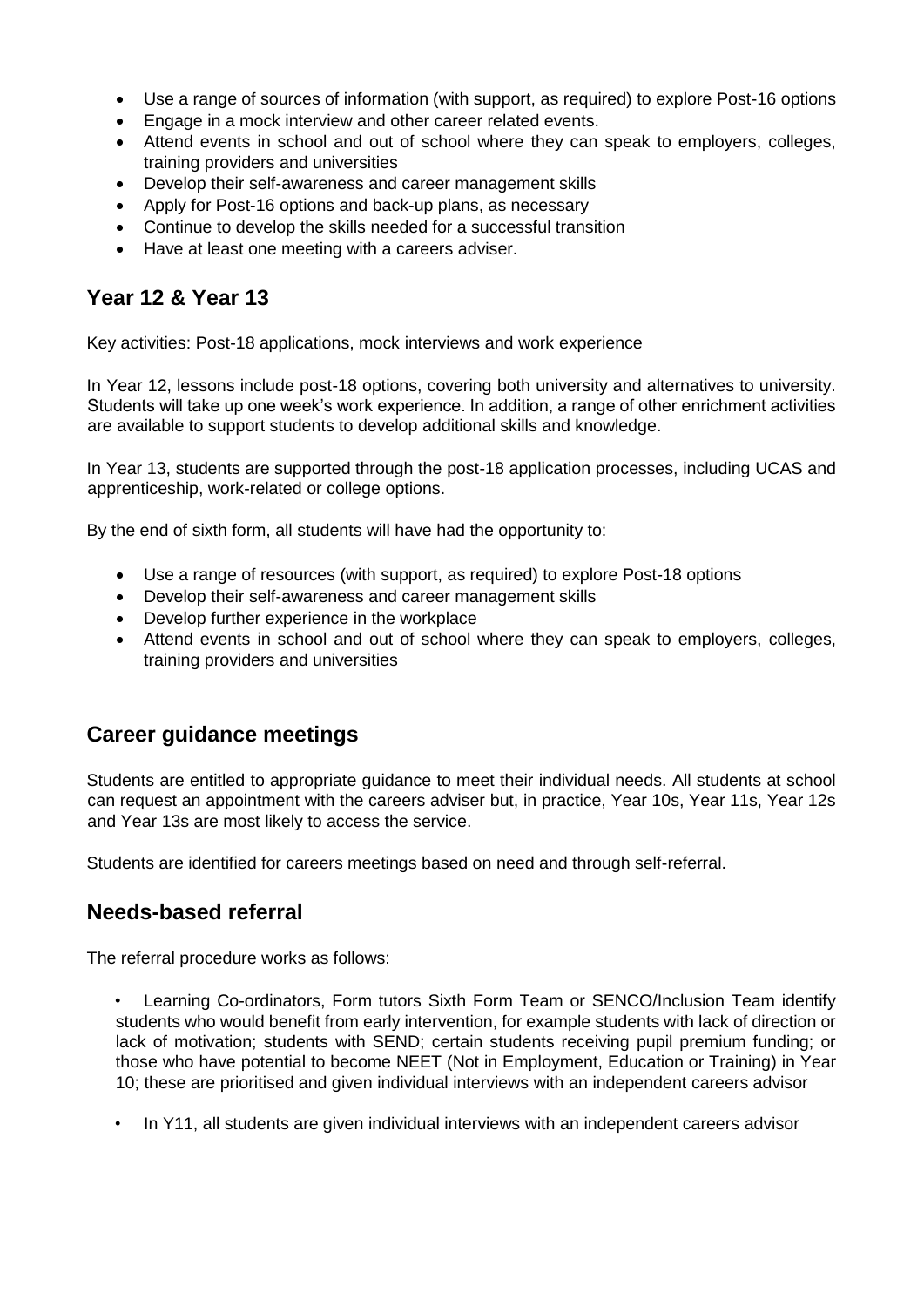- Use a range of sources of information (with support, as required) to explore Post-16 options
- Engage in a mock interview and other career related events.
- Attend events in school and out of school where they can speak to employers, colleges, training providers and universities
- Develop their self-awareness and career management skills
- Apply for Post-16 options and back-up plans, as necessary
- Continue to develop the skills needed for a successful transition
- Have at least one meeting with a careers adviser.

## Year 12 & Year 13

Key activities: Post-18 applications, mock interviews and work experience

In Year 12, lessons include post-18 options, covering both university and alternatives to university. Students will take up one week's work experience. In addition, a range of other enrichment activities are available to support students to develop additional skills and knowledge.

In Year 13, students are supported through the post-18 application processes, including UCAS and apprenticeship, work-related or college options.

By the end of sixth form, all students will have had the opportunity to:

- Use a range of resources (with support, as required) to explore Post-18 options
- Develop their self-awareness and career management skills
- Develop further experience in the workplace
- Attend events in school and out of school where they can speak to employers, colleges, training providers and universities

## Career guidance meetings

Students are entitled to appropriate guidance to meet their individual needs. All students at school can request an appointment with the careers adviser but, in practice, Year 10s, Year 11s, Year 12s and Year 13s are most likely to access the service.

Students are identified for careers meetings based on need and through self-referral.

## Needs-based referral

The referral procedure works as follows:

- Learning Co-ordinators, Form tutors Sixth Form Team or SENCO/Inclusion Team identify students who would benefit from early intervention, for example students with lack of direction or lack of motivation; students with SEND; certain students receiving pupil premium funding; or those who have potential to become NEET (Not in Employment, Education or Training) in Year 10; these are prioritised and given individual interviews with an independent careers advisor

- In Y11, all students are given individual interviews with an independent careers advisor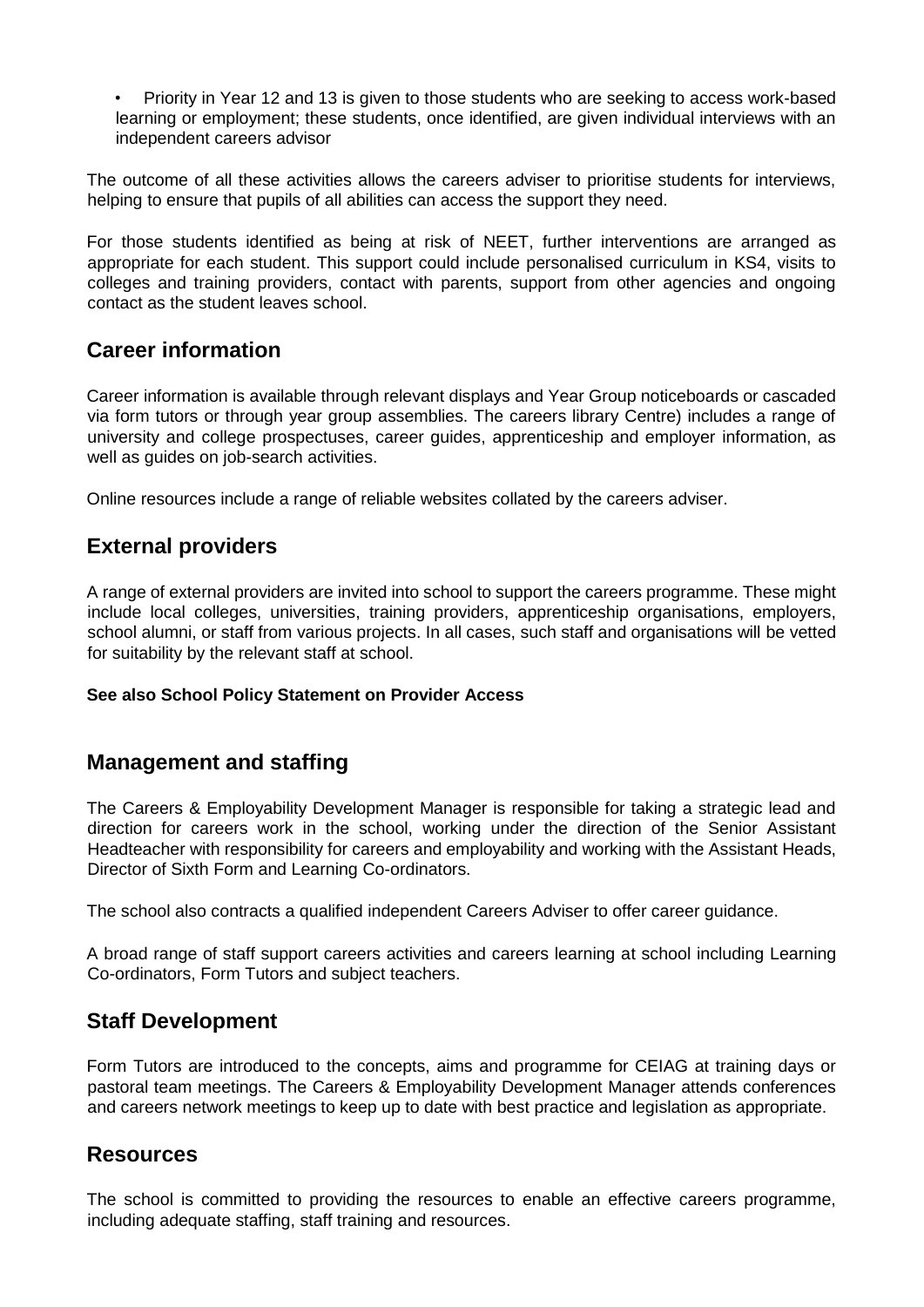- Priority in Year 12 and 13 is given to those students who are seeking to access work-based learning or employment; these students, once identified, are given individual interviews with an independent careers advisor

The outcome of all these activities allows the careers adviser to prioritise students for interviews, helping to ensure that pupils of all abilities can access the support they need.

For those students identified as being at risk of NEET, further interventions are arranged as appropriate for each student. This support could include personalised curriculum in KS4, visits to colleges and training providers, contact with parents, support from other agencies and ongoing contact as the student leaves school.

## Career information

Career information is available through relevant displays and Year Group noticeboards or cascaded via form tutors or through year group assemblies. The careers library Centre) includes a range of university and college prospectuses, career guides, apprenticeship and employer information, as well as guides on job-search activities.

Online resources include a range of reliable websites collated by the careers adviser.

## External providers

A range of external providers are invited into school to support the careers programme. These might include local colleges, universities, training providers, apprenticeship organisations, employers, school alumni, or staff from various projects. In all cases, such staff and organisations will be vetted for suitability by the relevant staff at school.

**See also School Policy Statement on Provider Access**

## Management and staffing

The Careers & Employability Development Manager is responsible for taking a strategic lead and direction for careers work in the school, working under the direction of the Senior Assistant Headteacher with responsibility for careers and employability and working with the Assistant Heads, Director of Sixth Form and Learning Co-ordinators.

The school also contracts a qualified independent Careers Adviser to offer career guidance.

A broad range of staff support careers activities and careers learning at school including Learning Co-ordinators, Form Tutors and subject teachers.

## Staff Development

Form Tutors are introduced to the concepts, aims and programme for CEIAG at training days or pastoral team meetings. The Careers & Employability Development Manager attends conferences and careers network meetings to keep up to date with best practice and legislation as appropriate.

## Resources

The school is committed to providing the resources to enable an effective careers programme, including adequate staffing, staff training and resources.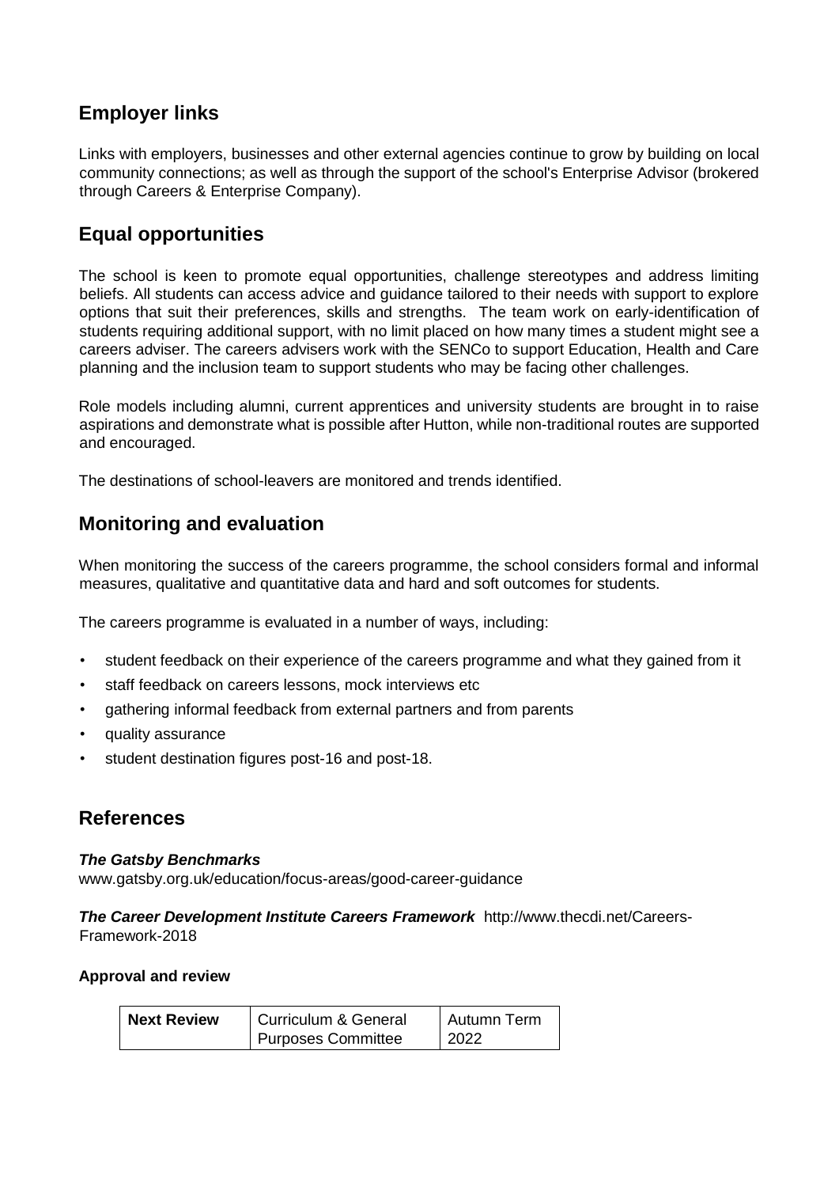## Employer links

Links with employers, businesses and other external agencies continue to grow by building on local community connections; as well as through the support of the school's Enterprise Advisor (brokered through Careers & Enterprise Company).

## Equal opportunities

The school is keen to promote equal opportunities, challenge stereotypes and address limiting beliefs. All students can access advice and guidance tailored to their needs with support to explore options that suit their preferences, skills and strengths. The team work on early-identification of students requiring additional support, with no limit placed on how many times a student might see a careers adviser. The careers advisers work with the SENCo to support Education, Health and Care planning and the inclusion team to support students who may be facing other challenges.

Role models including alumni, current apprentices and university students are brought in to raise aspirations and demonstrate what is possible after Hutton, while non-traditional routes are supported and encouraged.

The destinations of school-leavers are monitored and trends identified.

## Monitoring and evaluation

When monitoring the success of the careers programme, the school considers formal and informal measures, qualitative and quantitative data and hard and soft outcomes for students.

The careers programme is evaluated in a number of ways, including:

- student feedback on their experience of the careers programme and what they gained from it
- staff feedback on careers lessons, mock interviews etc
- gathering informal feedback from external partners and from parents
- quality assurance
- student destination figures post-16 and post-18.

## References

***The Gatsby Benchmarks***
www.gatsby.org.uk/education/focus-areas/good-career-guidance

***The Career Development Institute Careers Framework*** http://www.thecdi.net/Careers-Framework-2018

**Approval and review**

| | | |
|---|---|---|
| **Next Review** | Curriculum & General Purposes Committee | Autumn Term 2022 |